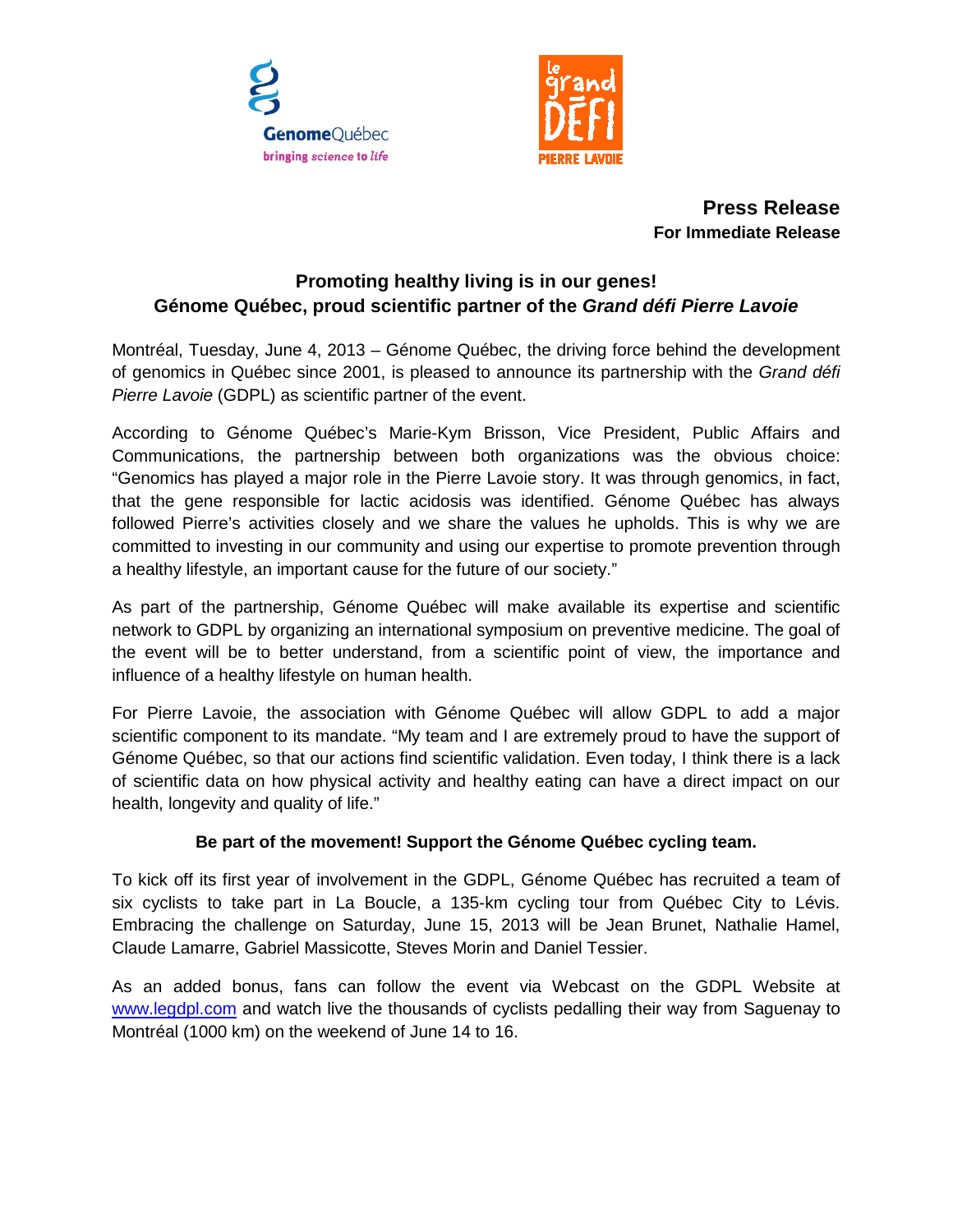**Press Release**
**For Immediate Release**

## Promoting healthy living is in our genes! Génome Québec, proud scientific partner of the *Grand défi Pierre Lavoie*

Montréal, Tuesday, June 4, 2013 – Génome Québec, the driving force behind the development of genomics in Québec since 2001, is pleased to announce its partnership with the *Grand défi Pierre Lavoie* (GDPL) as scientific partner of the event.

According to Génome Québec's Marie-Kym Brisson, Vice President, Public Affairs and Communications, the partnership between both organizations was the obvious choice: "Genomics has played a major role in the Pierre Lavoie story. It was through genomics, in fact, that the gene responsible for lactic acidosis was identified. Génome Québec has always followed Pierre's activities closely and we share the values he upholds. This is why we are committed to investing in our community and using our expertise to promote prevention through a healthy lifestyle, an important cause for the future of our society."

As part of the partnership, Génome Québec will make available its expertise and scientific network to GDPL by organizing an international symposium on preventive medicine. The goal of the event will be to better understand, from a scientific point of view, the importance and influence of a healthy lifestyle on human health.

For Pierre Lavoie, the association with Génome Québec will allow GDPL to add a major scientific component to its mandate. "My team and I are extremely proud to have the support of Génome Québec, so that our actions find scientific validation. Even today, I think there is a lack of scientific data on how physical activity and healthy eating can have a direct impact on our health, longevity and quality of life."

### Be part of the movement! Support the Génome Québec cycling team.

To kick off its first year of involvement in the GDPL, Génome Québec has recruited a team of six cyclists to take part in La Boucle, a 135-km cycling tour from Québec City to Lévis. Embracing the challenge on Saturday, June 15, 2013 will be Jean Brunet, Nathalie Hamel, Claude Lamarre, Gabriel Massicotte, Steves Morin and Daniel Tessier.

As an added bonus, fans can follow the event via Webcast on the GDPL Website at [www.legdpl.com](http://www.legdpl.com) and watch live the thousands of cyclists pedalling their way from Saguenay to Montréal (1000 km) on the weekend of June 14 to 16.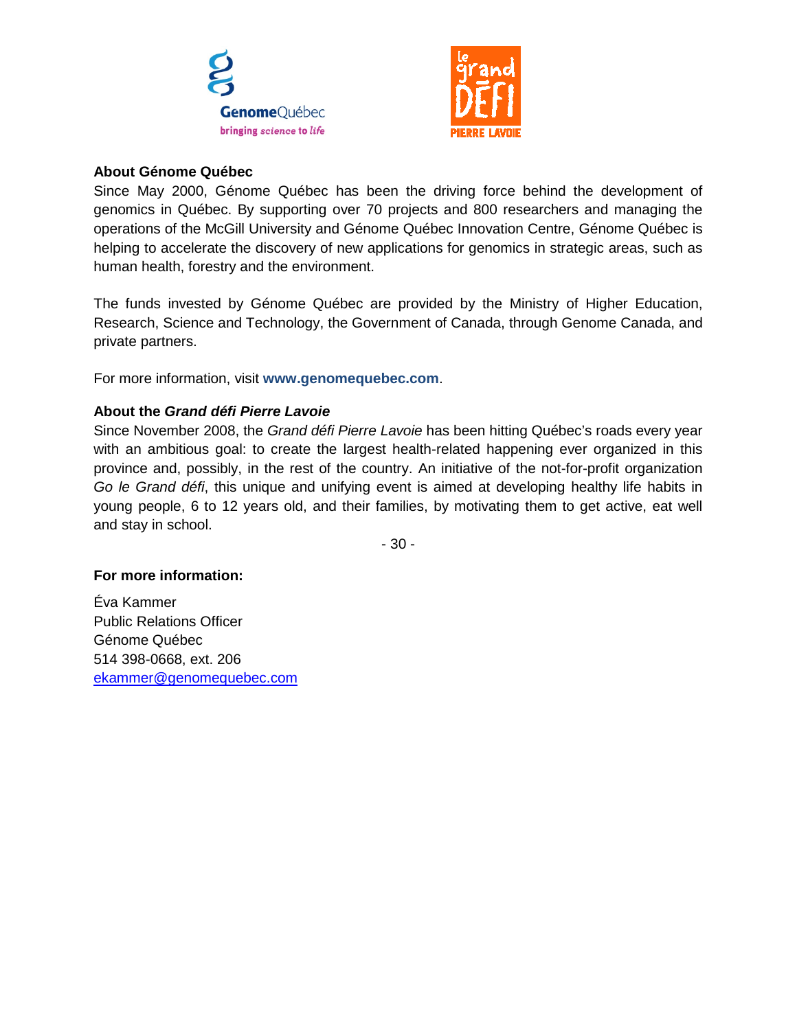**About Génome Québec**

Since May 2000, Génome Québec has been the driving force behind the development of genomics in Québec. By supporting over 70 projects and 800 researchers and managing the operations of the McGill University and Génome Québec Innovation Centre, Génome Québec is helping to accelerate the discovery of new applications for genomics in strategic areas, such as human health, forestry and the environment.

The funds invested by Génome Québec are provided by the Ministry of Higher Education, Research, Science and Technology, the Government of Canada, through Genome Canada, and private partners.

For more information, visit **www.genomequebec.com**.

**About the *Grand défi Pierre Lavoie***

Since November 2008, the *Grand défi Pierre Lavoie* has been hitting Québec's roads every year with an ambitious goal: to create the largest health-related happening ever organized in this province and, possibly, in the rest of the country. An initiative of the not-for-profit organization *Go le Grand défi*, this unique and unifying event is aimed at developing healthy life habits in young people, 6 to 12 years old, and their families, by motivating them to get active, eat well and stay in school.

- 30 -

**For more information:**

Éva Kammer
Public Relations Officer
Génome Québec
514 398-0668, ext. 206
ekammer@genomequebec.com